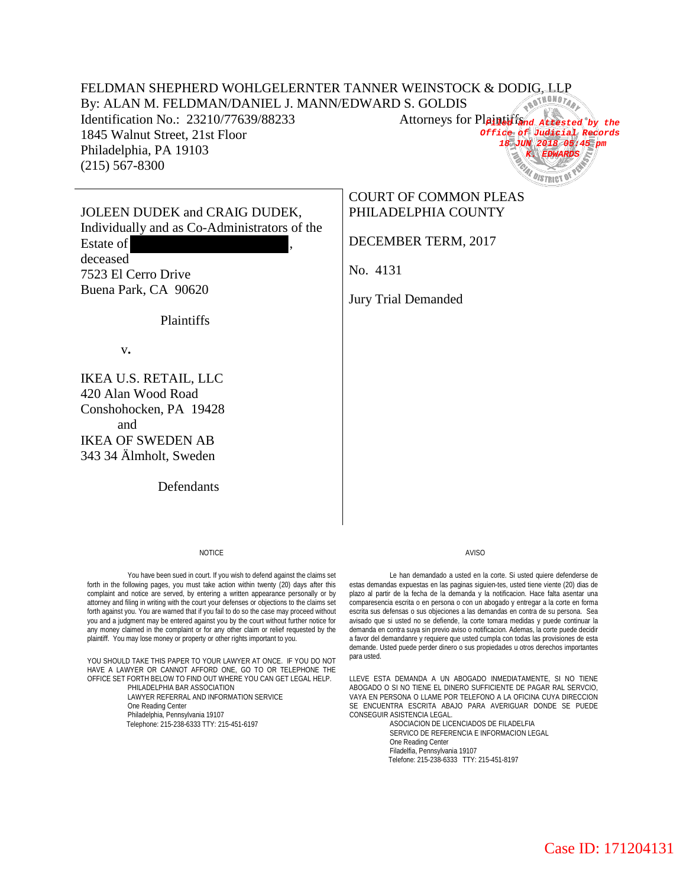FELDMAN SHEPHERD WOHLGELERNTER TANNER WEINSTOCK & DODIG, LLP
By: ALAN M. FELDMAN/DANIEL J. MANN/EDWARD S. GOLDIS
Identification No.: 23210/77639/88233
1845 Walnut Street, 21st Floor
Philadelphia, PA 19103
(215) 567-8300

Attorneys for Plaintiffs

Filed and Attested by the Office of Judicial Records
18 JUN 2018 05:45 pm
K. EDWARDS

| | |
|---|---|
| JOLEEN DUDEK and CRAIG DUDEK, Individually and as Co-Administrators of the Estate of ██████████, deceased<br>7523 El Cerro Drive<br>Buena Park, CA 90620<br><br>Plaintiffs<br><br>v.<br><br>IKEA U.S. RETAIL, LLC<br>420 Alan Wood Road<br>Conshohocken, PA 19428<br>and<br>IKEA OF SWEDEN AB<br>343 34 Älmholt, Sweden<br><br>Defendants | COURT OF COMMON PLEAS<br>PHILADELPHIA COUNTY<br><br>DECEMBER TERM, 2017<br><br>No. 4131<br><br>Jury Trial Demanded |

NOTICE

You have been sued in court. If you wish to defend against the claims set forth in the following pages, you must take action within twenty (20) days after this complaint and notice are served, by entering a written appearance personally or by attorney and filing in writing with the court your defenses or objections to the claims set forth against you. You are warned that if you fail to do so the case may proceed without you and a judgment may be entered against you by the court without further notice for any money claimed in the complaint or for any other claim or relief requested by the plaintiff. You may lose money or property or other rights important to you.

YOU SHOULD TAKE THIS PAPER TO YOUR LAWYER AT ONCE. IF YOU DO NOT HAVE A LAWYER OR CANNOT AFFORD ONE, GO TO OR TELEPHONE THE OFFICE SET FORTH BELOW TO FIND OUT WHERE YOU CAN GET LEGAL HELP.

PHILADELPHIA BAR ASSOCIATION
LAWYER REFERRAL AND INFORMATION SERVICE
One Reading Center
Philadelphia, Pennsylvania 19107
Telephone: 215-238-6333 TTY: 215-451-6197

AVISO

Le han demandado a usted en la corte. Si usted quiere defenderse de estas demandas expuestas en las paginas siguien-tes, usted tiene viente (20) dias de plazo al partir de la fecha de la demanda y la notificacion. Hace falta asentar una comparesencia escrita o en persona o con un abogado y entregar a la corte en forma escrita sus defensas o sus objeciones a las demandas en contra de su persona. Sea avisado que si usted no se defiende, la corte tomara medidas y puede continuar la demanda en contra suya sin previo aviso o notificacion. Ademas, la corte puede decidir a favor del demandanre y requiere que usted cumpla con todas las provisiones de esta demande. Usted puede perder dinero o sus propiedades u otros derechos importantes para usted.

LLEVE ESTA DEMANDA A UN ABOGADO INMEDIATAMENTE, SI NO TIENE ABOGADO O SI NO TIENE EL DINERO SUFFICIENTE DE PAGAR RAL SERVCIO, VAYA EN PERSONA O LLAME POR TELEFONO A LA OFICINA CUYA DIRECCION SE ENCUENTRA ESCRITA ABAJO PARA AVERIGUAR DONDE SE PUEDE CONSEGUIR ASISTENCIA LEGAL.

ASOCIACION DE LICENCIADOS DE FILADELFIA
SERVICO DE REFERENCIA E INFORMACION LEGAL
One Reading Center
Filadelfia, Pennsylvania 19107
Telefone: 215-238-6333 TTY: 215-451-8197

Case ID: 171204131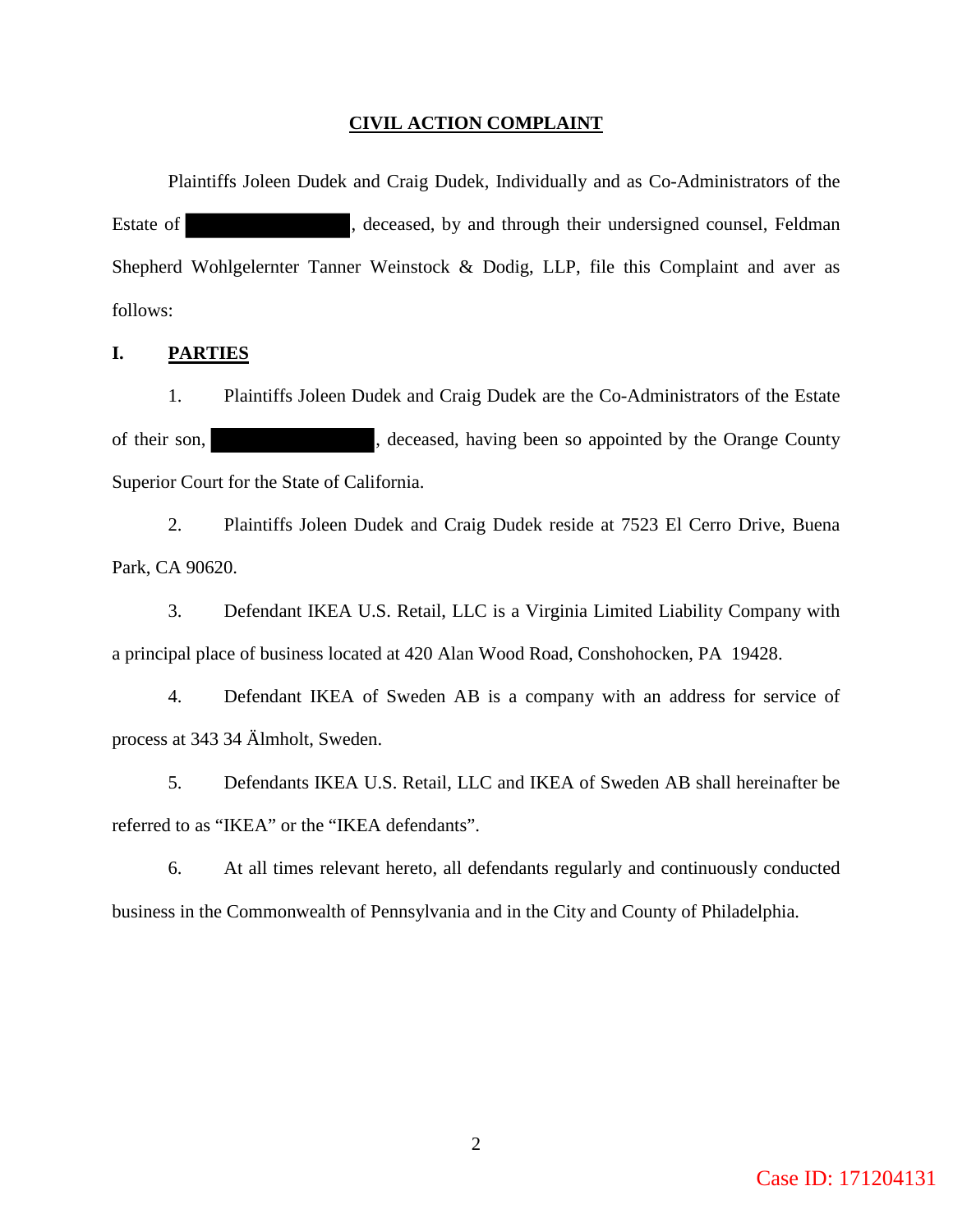## CIVIL ACTION COMPLAINT

Plaintiffs Joleen Dudek and Craig Dudek, Individually and as Co-Administrators of the Estate of [REDACTED], deceased, by and through their undersigned counsel, Feldman Shepherd Wohlgelernter Tanner Weinstock & Dodig, LLP, file this Complaint and aver as follows:

### I. PARTIES

1. Plaintiffs Joleen Dudek and Craig Dudek are the Co-Administrators of the Estate of their son, [REDACTED], deceased, having been so appointed by the Orange County Superior Court for the State of California.

2. Plaintiffs Joleen Dudek and Craig Dudek reside at 7523 El Cerro Drive, Buena Park, CA 90620.

3. Defendant IKEA U.S. Retail, LLC is a Virginia Limited Liability Company with a principal place of business located at 420 Alan Wood Road, Conshohocken, PA 19428.

4. Defendant IKEA of Sweden AB is a company with an address for service of process at 343 34 Älmholt, Sweden.

5. Defendants IKEA U.S. Retail, LLC and IKEA of Sweden AB shall hereinafter be referred to as "IKEA" or the "IKEA defendants".

6. At all times relevant hereto, all defendants regularly and continuously conducted business in the Commonwealth of Pennsylvania and in the City and County of Philadelphia.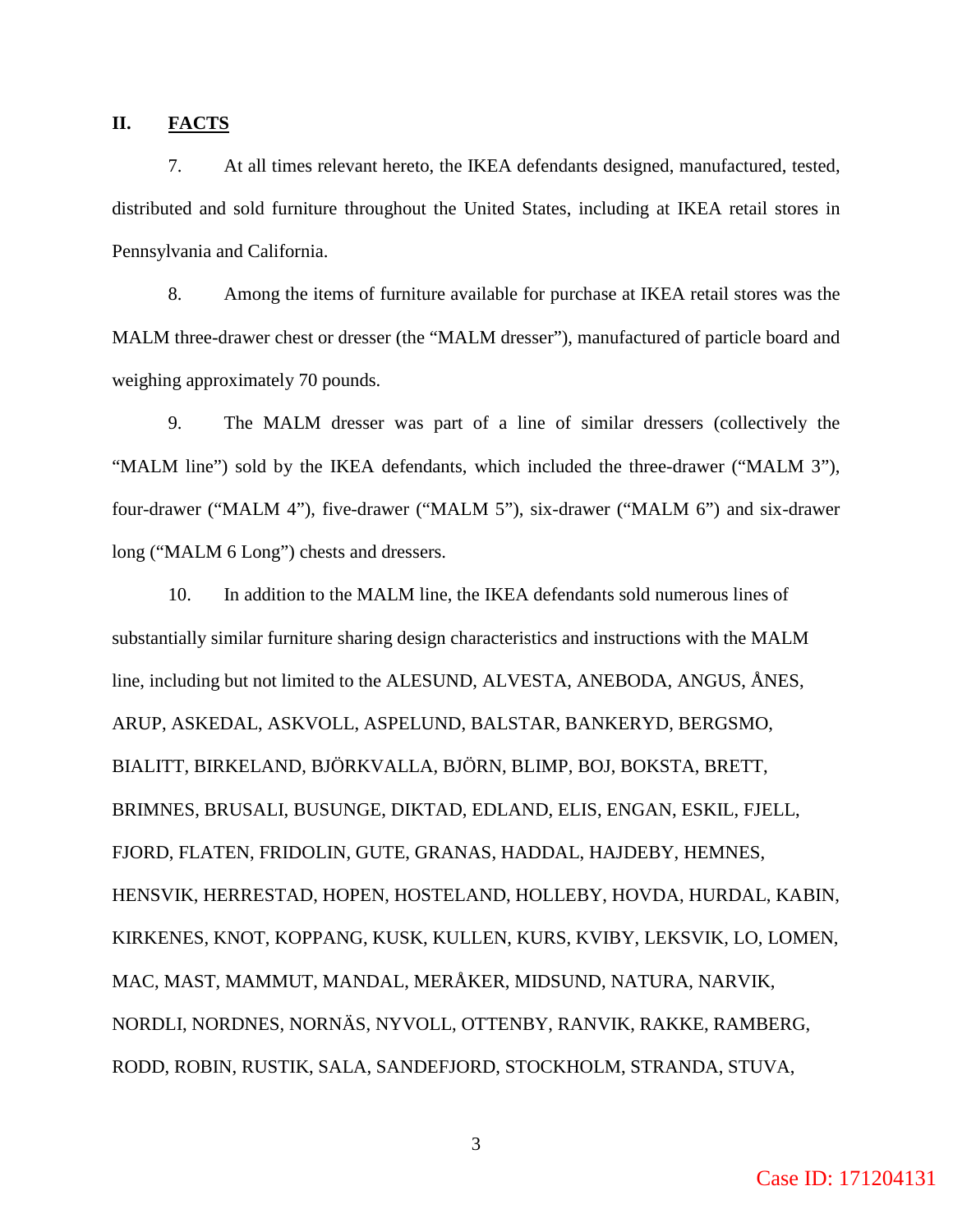## II. FACTS

7. At all times relevant hereto, the IKEA defendants designed, manufactured, tested, distributed and sold furniture throughout the United States, including at IKEA retail stores in Pennsylvania and California.

8. Among the items of furniture available for purchase at IKEA retail stores was the MALM three-drawer chest or dresser (the "MALM dresser"), manufactured of particle board and weighing approximately 70 pounds.

9. The MALM dresser was part of a line of similar dressers (collectively the "MALM line") sold by the IKEA defendants, which included the three-drawer ("MALM 3"), four-drawer ("MALM 4"), five-drawer ("MALM 5"), six-drawer ("MALM 6") and six-drawer long ("MALM 6 Long") chests and dressers.

10. In addition to the MALM line, the IKEA defendants sold numerous lines of substantially similar furniture sharing design characteristics and instructions with the MALM line, including but not limited to the ALESUND, ALVESTA, ANEBODA, ANGUS, ÅNES, ARUP, ASKEDAL, ASKVOLL, ASPELUND, BALSTAR, BANKERYD, BERGSMO, BIALITT, BIRKELAND, BJÖRKVALLA, BJÖRN, BLIMP, BOJ, BOKSTA, BRETT, BRIMNES, BRUSALI, BUSUNGE, DIKTAD, EDLAND, ELIS, ENGAN, ESKIL, FJELL, FJORD, FLATEN, FRIDOLIN, GUTE, GRANAS, HADDAL, HAJDEBY, HEMNES, HENSVIK, HERRESTAD, HOPEN, HOSTELAND, HOLLEBY, HOVDA, HURDAL, KABIN, KIRKENES, KNOT, KOPPANG, KUSK, KULLEN, KURS, KVIBY, LEKSVIK, LO, LOMEN, MAC, MAST, MAMMUT, MANDAL, MERÅKER, MIDSUND, NATURA, NARVIK, NORDLI, NORDNES, NORNÄS, NYVOLL, OTTENBY, RANVIK, RAKKE, RAMBERG, RODD, ROBIN, RUSTIK, SALA, SANDEFJORD, STOCKHOLM, STRANDA, STUVA,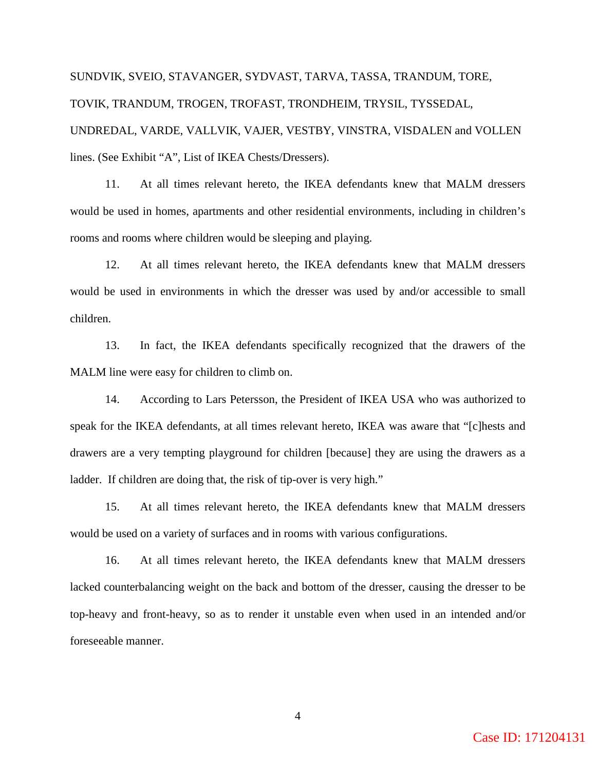SUNDVIK, SVEIO, STAVANGER, SYDVAST, TARVA, TASSA, TRANDUM, TORE, TOVIK, TRANDUM, TROGEN, TROFAST, TRONDHEIM, TRYSIL, TYSSEDAL, UNDREDAL, VARDE, VALLVIK, VAJER, VESTBY, VINSTRA, VISDALEN and VOLLEN lines. (See Exhibit "A", List of IKEA Chests/Dressers).

11. At all times relevant hereto, the IKEA defendants knew that MALM dressers would be used in homes, apartments and other residential environments, including in children's rooms and rooms where children would be sleeping and playing.

12. At all times relevant hereto, the IKEA defendants knew that MALM dressers would be used in environments in which the dresser was used by and/or accessible to small children.

13. In fact, the IKEA defendants specifically recognized that the drawers of the MALM line were easy for children to climb on.

14. According to Lars Petersson, the President of IKEA USA who was authorized to speak for the IKEA defendants, at all times relevant hereto, IKEA was aware that "[c]hests and drawers are a very tempting playground for children [because] they are using the drawers as a ladder. If children are doing that, the risk of tip-over is very high."

15. At all times relevant hereto, the IKEA defendants knew that MALM dressers would be used on a variety of surfaces and in rooms with various configurations.

16. At all times relevant hereto, the IKEA defendants knew that MALM dressers lacked counterbalancing weight on the back and bottom of the dresser, causing the dresser to be top-heavy and front-heavy, so as to render it unstable even when used in an intended and/or foreseeable manner.

Case ID: 171204131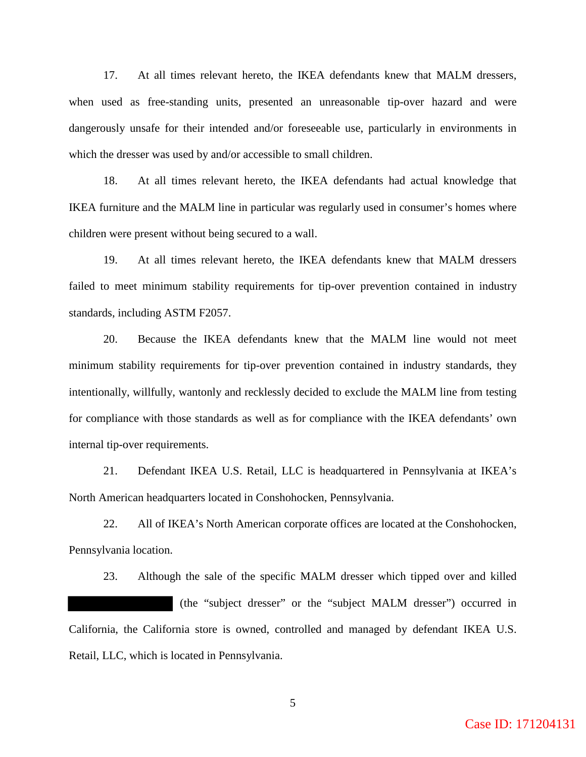17. At all times relevant hereto, the IKEA defendants knew that MALM dressers, when used as free-standing units, presented an unreasonable tip-over hazard and were dangerously unsafe for their intended and/or foreseeable use, particularly in environments in which the dresser was used by and/or accessible to small children.

18. At all times relevant hereto, the IKEA defendants had actual knowledge that IKEA furniture and the MALM line in particular was regularly used in consumer's homes where children were present without being secured to a wall.

19. At all times relevant hereto, the IKEA defendants knew that MALM dressers failed to meet minimum stability requirements for tip-over prevention contained in industry standards, including ASTM F2057.

20. Because the IKEA defendants knew that the MALM line would not meet minimum stability requirements for tip-over prevention contained in industry standards, they intentionally, willfully, wantonly and recklessly decided to exclude the MALM line from testing for compliance with those standards as well as for compliance with the IKEA defendants' own internal tip-over requirements.

21. Defendant IKEA U.S. Retail, LLC is headquartered in Pennsylvania at IKEA's North American headquarters located in Conshohocken, Pennsylvania.

22. All of IKEA's North American corporate offices are located at the Conshohocken, Pennsylvania location.

23. Although the sale of the specific MALM dresser which tipped over and killed [REDACTED] (the "subject dresser" or the "subject MALM dresser") occurred in California, the California store is owned, controlled and managed by defendant IKEA U.S. Retail, LLC, which is located in Pennsylvania.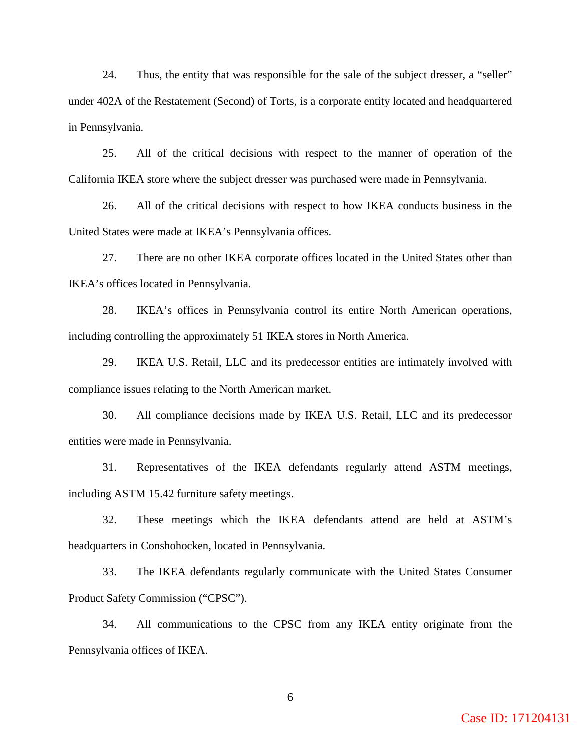24. Thus, the entity that was responsible for the sale of the subject dresser, a "seller" under 402A of the Restatement (Second) of Torts, is a corporate entity located and headquartered in Pennsylvania.

25. All of the critical decisions with respect to the manner of operation of the California IKEA store where the subject dresser was purchased were made in Pennsylvania.

26. All of the critical decisions with respect to how IKEA conducts business in the United States were made at IKEA's Pennsylvania offices.

27. There are no other IKEA corporate offices located in the United States other than IKEA's offices located in Pennsylvania.

28. IKEA's offices in Pennsylvania control its entire North American operations, including controlling the approximately 51 IKEA stores in North America.

29. IKEA U.S. Retail, LLC and its predecessor entities are intimately involved with compliance issues relating to the North American market.

30. All compliance decisions made by IKEA U.S. Retail, LLC and its predecessor entities were made in Pennsylvania.

31. Representatives of the IKEA defendants regularly attend ASTM meetings, including ASTM 15.42 furniture safety meetings.

32. These meetings which the IKEA defendants attend are held at ASTM's headquarters in Conshohocken, located in Pennsylvania.

33. The IKEA defendants regularly communicate with the United States Consumer Product Safety Commission ("CPSC").

34. All communications to the CPSC from any IKEA entity originate from the Pennsylvania offices of IKEA.

Case ID: 171204131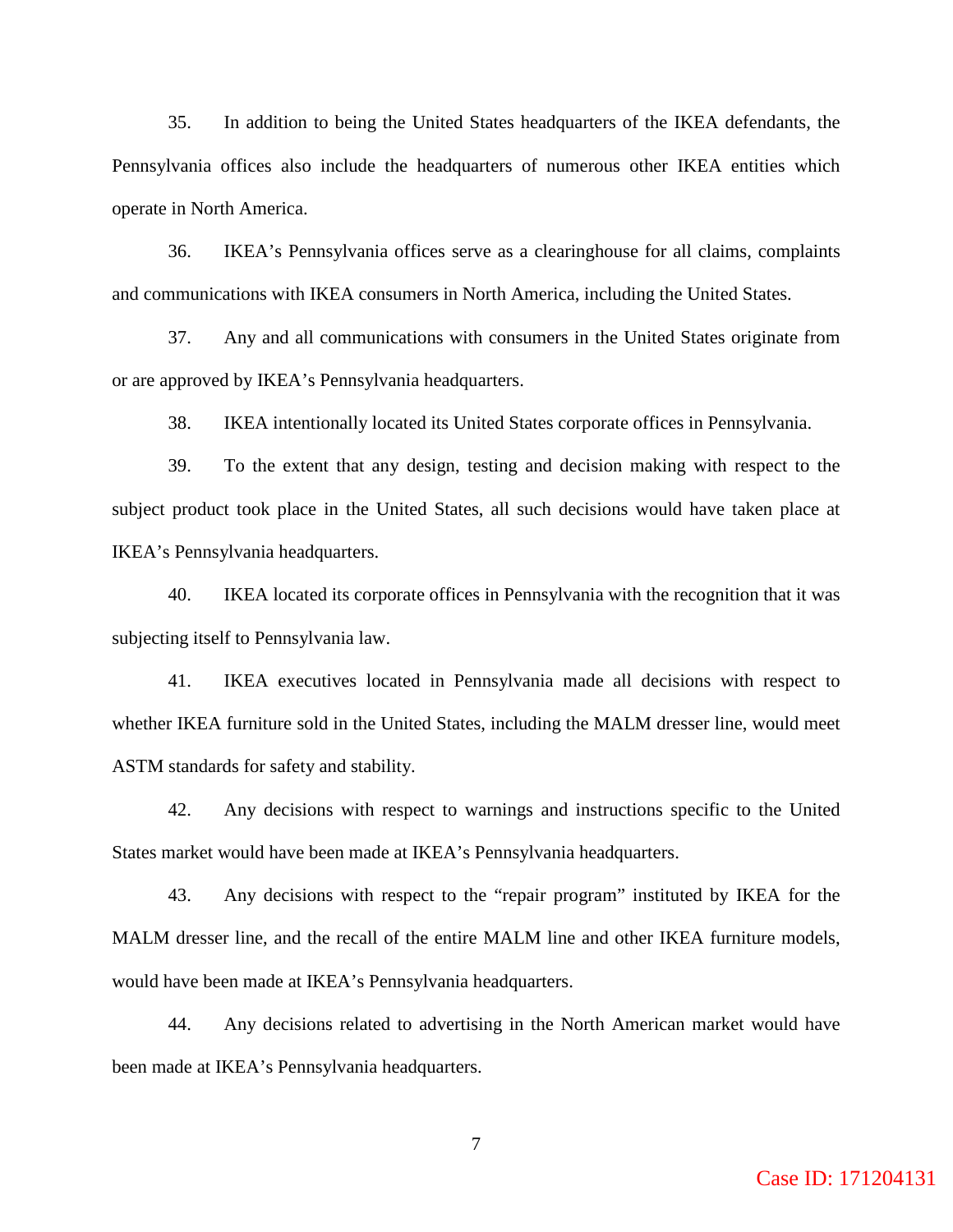35. In addition to being the United States headquarters of the IKEA defendants, the Pennsylvania offices also include the headquarters of numerous other IKEA entities which operate in North America.

36. IKEA's Pennsylvania offices serve as a clearinghouse for all claims, complaints and communications with IKEA consumers in North America, including the United States.

37. Any and all communications with consumers in the United States originate from or are approved by IKEA's Pennsylvania headquarters.

38. IKEA intentionally located its United States corporate offices in Pennsylvania.

39. To the extent that any design, testing and decision making with respect to the subject product took place in the United States, all such decisions would have taken place at IKEA's Pennsylvania headquarters.

40. IKEA located its corporate offices in Pennsylvania with the recognition that it was subjecting itself to Pennsylvania law.

41. IKEA executives located in Pennsylvania made all decisions with respect to whether IKEA furniture sold in the United States, including the MALM dresser line, would meet ASTM standards for safety and stability.

42. Any decisions with respect to warnings and instructions specific to the United States market would have been made at IKEA's Pennsylvania headquarters.

43. Any decisions with respect to the "repair program" instituted by IKEA for the MALM dresser line, and the recall of the entire MALM line and other IKEA furniture models, would have been made at IKEA's Pennsylvania headquarters.

44. Any decisions related to advertising in the North American market would have been made at IKEA's Pennsylvania headquarters.

Case ID: 171204131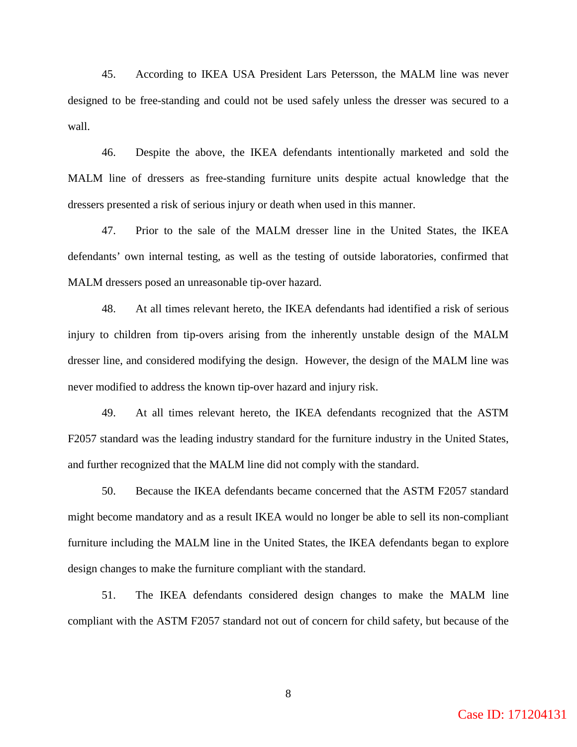45. According to IKEA USA President Lars Petersson, the MALM line was never designed to be free-standing and could not be used safely unless the dresser was secured to a wall.

46. Despite the above, the IKEA defendants intentionally marketed and sold the MALM line of dressers as free-standing furniture units despite actual knowledge that the dressers presented a risk of serious injury or death when used in this manner.

47. Prior to the sale of the MALM dresser line in the United States, the IKEA defendants' own internal testing, as well as the testing of outside laboratories, confirmed that MALM dressers posed an unreasonable tip-over hazard.

48. At all times relevant hereto, the IKEA defendants had identified a risk of serious injury to children from tip-overs arising from the inherently unstable design of the MALM dresser line, and considered modifying the design. However, the design of the MALM line was never modified to address the known tip-over hazard and injury risk.

49. At all times relevant hereto, the IKEA defendants recognized that the ASTM F2057 standard was the leading industry standard for the furniture industry in the United States, and further recognized that the MALM line did not comply with the standard.

50. Because the IKEA defendants became concerned that the ASTM F2057 standard might become mandatory and as a result IKEA would no longer be able to sell its non-compliant furniture including the MALM line in the United States, the IKEA defendants began to explore design changes to make the furniture compliant with the standard.

51. The IKEA defendants considered design changes to make the MALM line compliant with the ASTM F2057 standard not out of concern for child safety, but because of the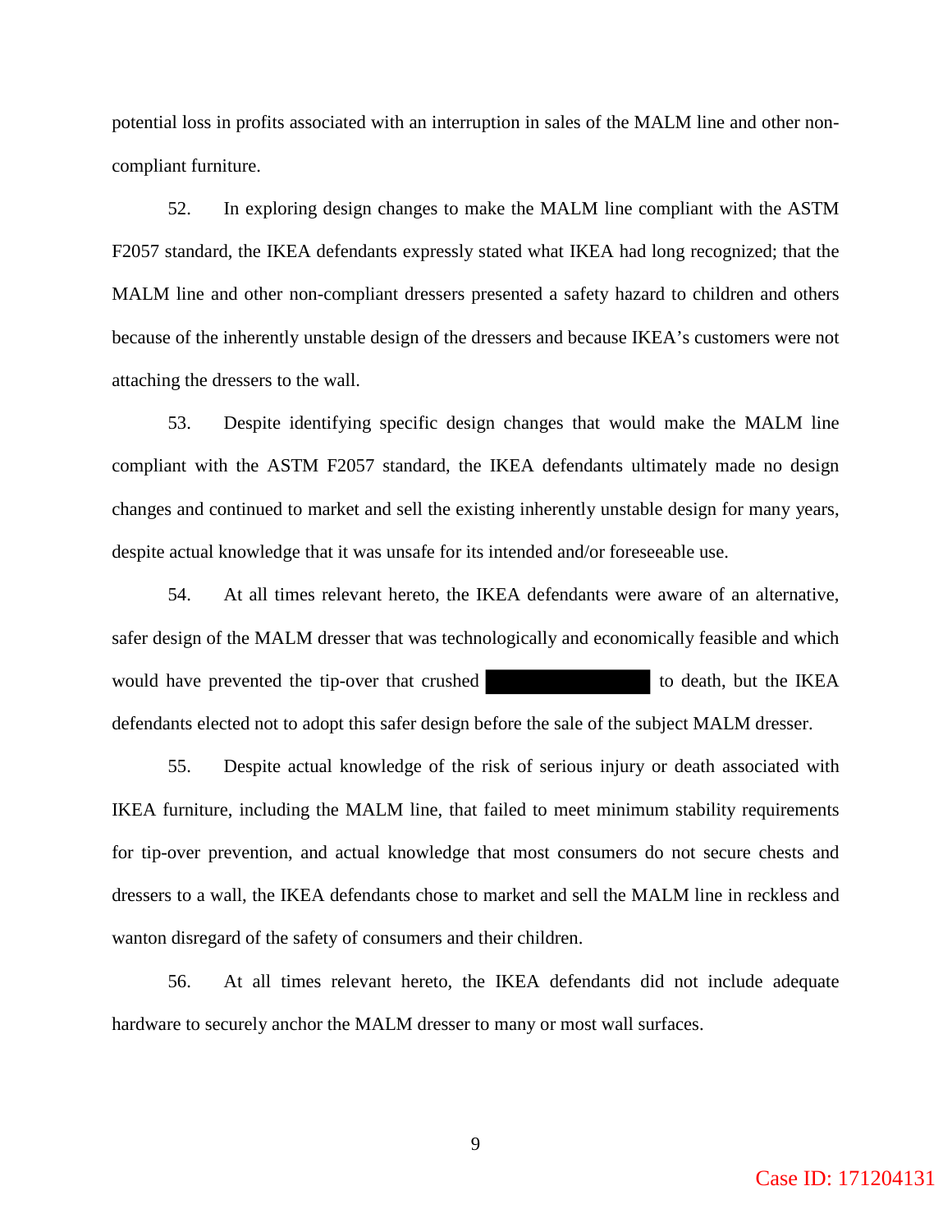potential loss in profits associated with an interruption in sales of the MALM line and other non-compliant furniture.

52. In exploring design changes to make the MALM line compliant with the ASTM F2057 standard, the IKEA defendants expressly stated what IKEA had long recognized; that the MALM line and other non-compliant dressers presented a safety hazard to children and others because of the inherently unstable design of the dressers and because IKEA's customers were not attaching the dressers to the wall.

53. Despite identifying specific design changes that would make the MALM line compliant with the ASTM F2057 standard, the IKEA defendants ultimately made no design changes and continued to market and sell the existing inherently unstable design for many years, despite actual knowledge that it was unsafe for its intended and/or foreseeable use.

54. At all times relevant hereto, the IKEA defendants were aware of an alternative, safer design of the MALM dresser that was technologically and economically feasible and which would have prevented the tip-over that crushed [REDACTED] to death, but the IKEA defendants elected not to adopt this safer design before the sale of the subject MALM dresser.

55. Despite actual knowledge of the risk of serious injury or death associated with IKEA furniture, including the MALM line, that failed to meet minimum stability requirements for tip-over prevention, and actual knowledge that most consumers do not secure chests and dressers to a wall, the IKEA defendants chose to market and sell the MALM line in reckless and wanton disregard of the safety of consumers and their children.

56. At all times relevant hereto, the IKEA defendants did not include adequate hardware to securely anchor the MALM dresser to many or most wall surfaces.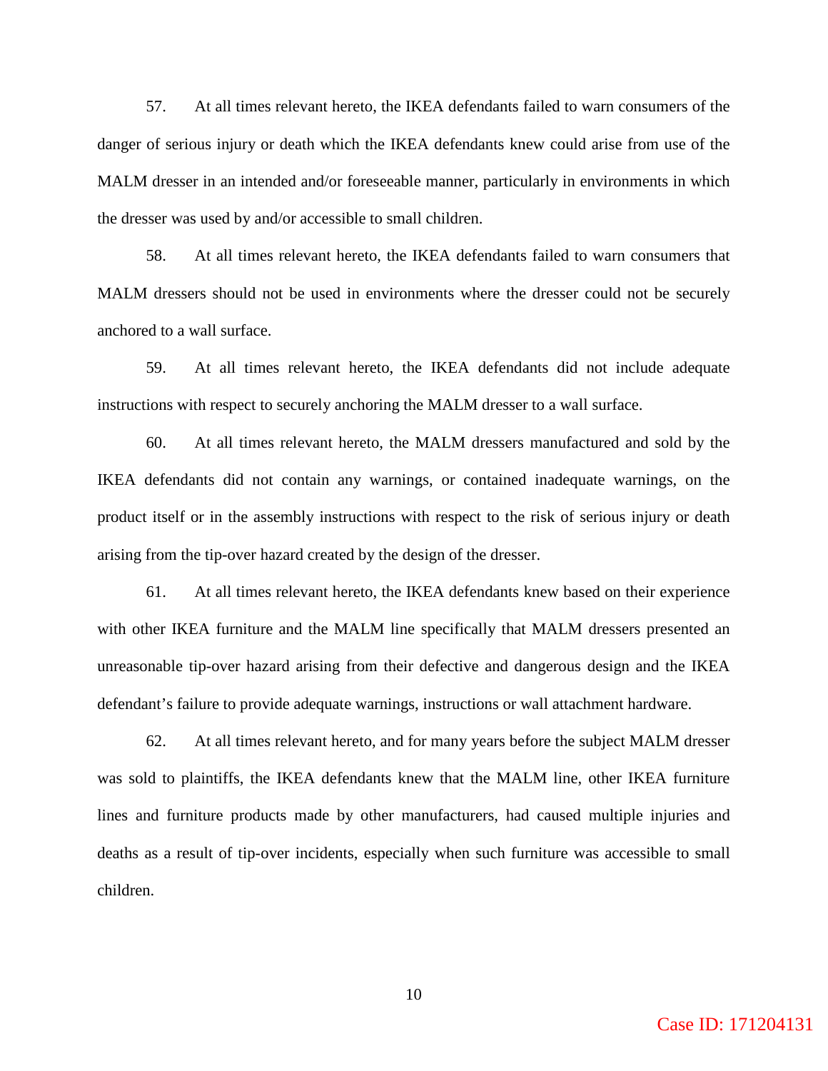57. At all times relevant hereto, the IKEA defendants failed to warn consumers of the danger of serious injury or death which the IKEA defendants knew could arise from use of the MALM dresser in an intended and/or foreseeable manner, particularly in environments in which the dresser was used by and/or accessible to small children.

58. At all times relevant hereto, the IKEA defendants failed to warn consumers that MALM dressers should not be used in environments where the dresser could not be securely anchored to a wall surface.

59. At all times relevant hereto, the IKEA defendants did not include adequate instructions with respect to securely anchoring the MALM dresser to a wall surface.

60. At all times relevant hereto, the MALM dressers manufactured and sold by the IKEA defendants did not contain any warnings, or contained inadequate warnings, on the product itself or in the assembly instructions with respect to the risk of serious injury or death arising from the tip-over hazard created by the design of the dresser.

61. At all times relevant hereto, the IKEA defendants knew based on their experience with other IKEA furniture and the MALM line specifically that MALM dressers presented an unreasonable tip-over hazard arising from their defective and dangerous design and the IKEA defendant's failure to provide adequate warnings, instructions or wall attachment hardware.

62. At all times relevant hereto, and for many years before the subject MALM dresser was sold to plaintiffs, the IKEA defendants knew that the MALM line, other IKEA furniture lines and furniture products made by other manufacturers, had caused multiple injuries and deaths as a result of tip-over incidents, especially when such furniture was accessible to small children.

Case ID: 171204131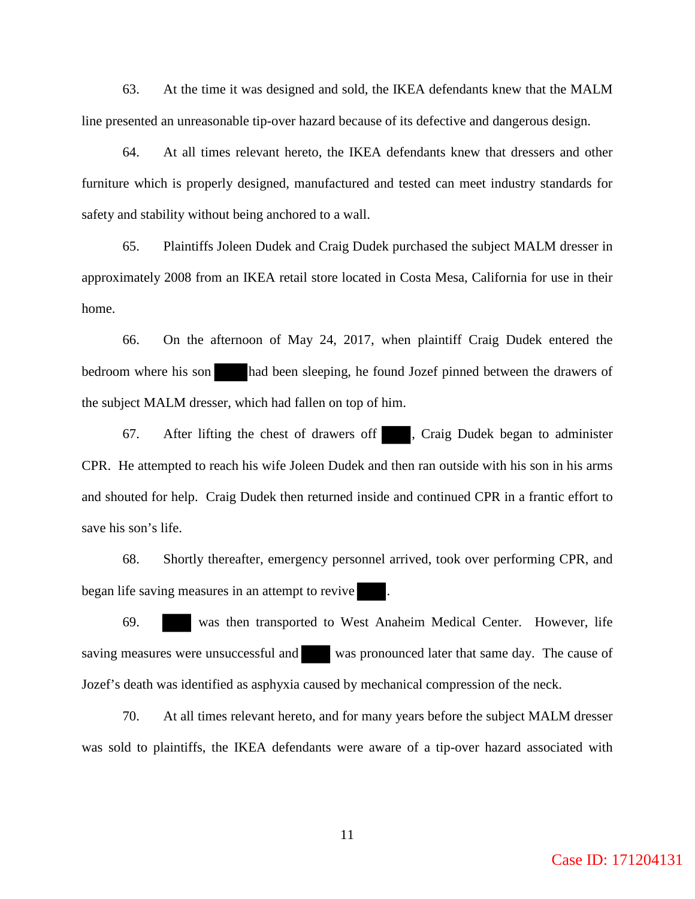63. At the time it was designed and sold, the IKEA defendants knew that the MALM line presented an unreasonable tip-over hazard because of its defective and dangerous design.

64. At all times relevant hereto, the IKEA defendants knew that dressers and other furniture which is properly designed, manufactured and tested can meet industry standards for safety and stability without being anchored to a wall.

65. Plaintiffs Joleen Dudek and Craig Dudek purchased the subject MALM dresser in approximately 2008 from an IKEA retail store located in Costa Mesa, California for use in their home.

66. On the afternoon of May 24, 2017, when plaintiff Craig Dudek entered the bedroom where his son ████ had been sleeping, he found Jozef pinned between the drawers of the subject MALM dresser, which had fallen on top of him.

67. After lifting the chest of drawers off ████, Craig Dudek began to administer CPR. He attempted to reach his wife Joleen Dudek and then ran outside with his son in his arms and shouted for help. Craig Dudek then returned inside and continued CPR in a frantic effort to save his son's life.

68. Shortly thereafter, emergency personnel arrived, took over performing CPR, and began life saving measures in an attempt to revive ████.

69. ████ was then transported to West Anaheim Medical Center. However, life saving measures were unsuccessful and ████ was pronounced later that same day. The cause of Jozef's death was identified as asphyxia caused by mechanical compression of the neck.

70. At all times relevant hereto, and for many years before the subject MALM dresser was sold to plaintiffs, the IKEA defendants were aware of a tip-over hazard associated with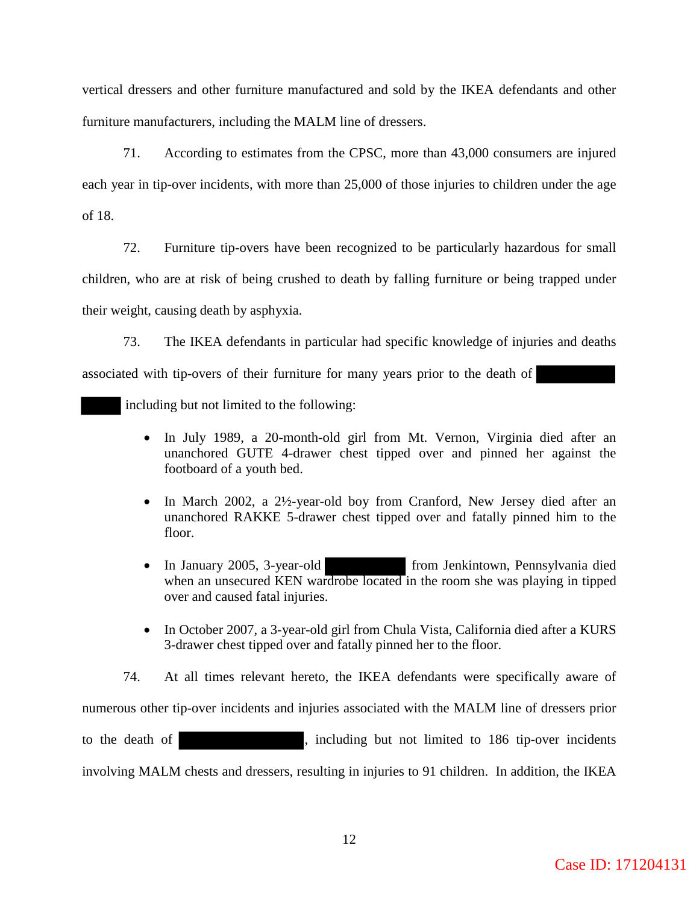vertical dressers and other furniture manufactured and sold by the IKEA defendants and other furniture manufacturers, including the MALM line of dressers.

71. According to estimates from the CPSC, more than 43,000 consumers are injured each year in tip-over incidents, with more than 25,000 of those injuries to children under the age of 18.

72. Furniture tip-overs have been recognized to be particularly hazardous for small children, who are at risk of being crushed to death by falling furniture or being trapped under their weight, causing death by asphyxia.

73. The IKEA defendants in particular had specific knowledge of injuries and deaths associated with tip-overs of their furniture for many years prior to the death of [REDACTED] including but not limited to the following:

- In July 1989, a 20-month-old girl from Mt. Vernon, Virginia died after an unanchored GUTE 4-drawer chest tipped over and pinned her against the footboard of a youth bed.
- In March 2002, a 2½-year-old boy from Cranford, New Jersey died after an unanchored RAKKE 5-drawer chest tipped over and fatally pinned him to the floor.
- In January 2005, 3-year-old [REDACTED] from Jenkintown, Pennsylvania died when an unsecured KEN wardrobe located in the room she was playing in tipped over and caused fatal injuries.
- In October 2007, a 3-year-old girl from Chula Vista, California died after a KURS 3-drawer chest tipped over and fatally pinned her to the floor.

74. At all times relevant hereto, the IKEA defendants were specifically aware of numerous other tip-over incidents and injuries associated with the MALM line of dressers prior to the death of [REDACTED], including but not limited to 186 tip-over incidents involving MALM chests and dressers, resulting in injuries to 91 children. In addition, the IKEA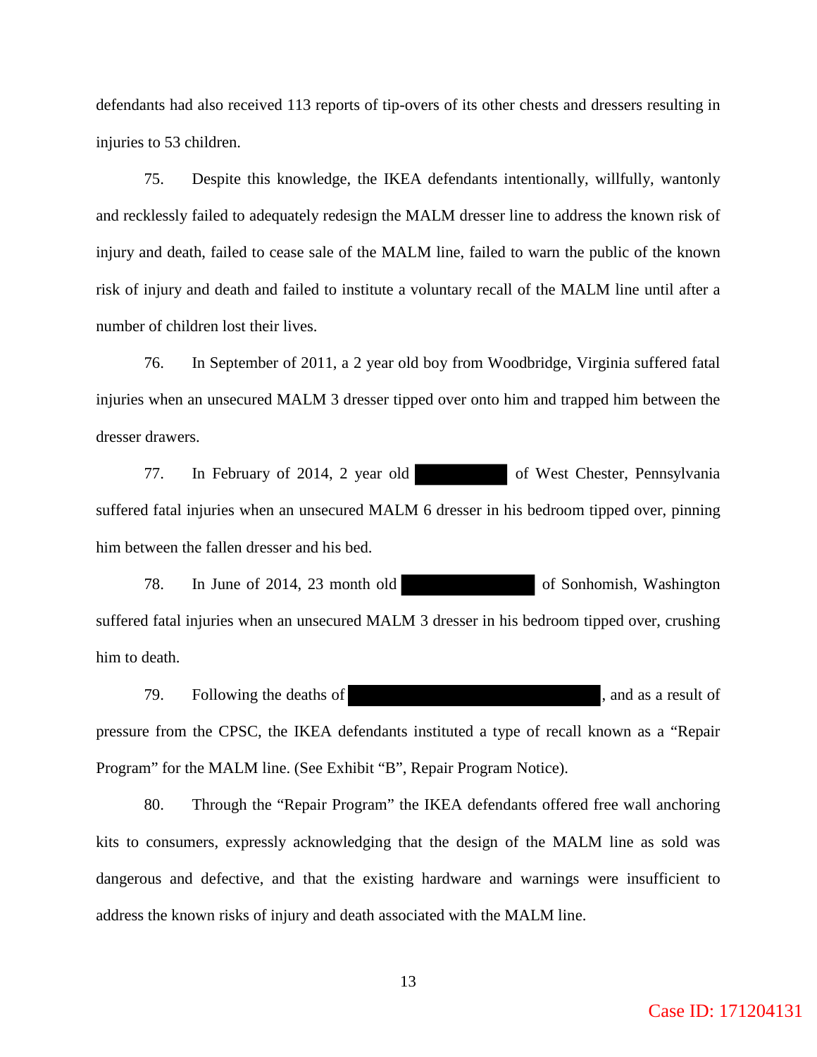defendants had also received 113 reports of tip-overs of its other chests and dressers resulting in injuries to 53 children.

75. Despite this knowledge, the IKEA defendants intentionally, willfully, wantonly and recklessly failed to adequately redesign the MALM dresser line to address the known risk of injury and death, failed to cease sale of the MALM line, failed to warn the public of the known risk of injury and death and failed to institute a voluntary recall of the MALM line until after a number of children lost their lives.

76. In September of 2011, a 2 year old boy from Woodbridge, Virginia suffered fatal injuries when an unsecured MALM 3 dresser tipped over onto him and trapped him between the dresser drawers.

77. In February of 2014, 2 year old [REDACTED] of West Chester, Pennsylvania suffered fatal injuries when an unsecured MALM 6 dresser in his bedroom tipped over, pinning him between the fallen dresser and his bed.

78. In June of 2014, 23 month old [REDACTED] of Sonhomish, Washington suffered fatal injuries when an unsecured MALM 3 dresser in his bedroom tipped over, crushing him to death.

79. Following the deaths of [REDACTED], and as a result of pressure from the CPSC, the IKEA defendants instituted a type of recall known as a "Repair Program" for the MALM line. (See Exhibit "B", Repair Program Notice).

80. Through the "Repair Program" the IKEA defendants offered free wall anchoring kits to consumers, expressly acknowledging that the design of the MALM line as sold was dangerous and defective, and that the existing hardware and warnings were insufficient to address the known risks of injury and death associated with the MALM line.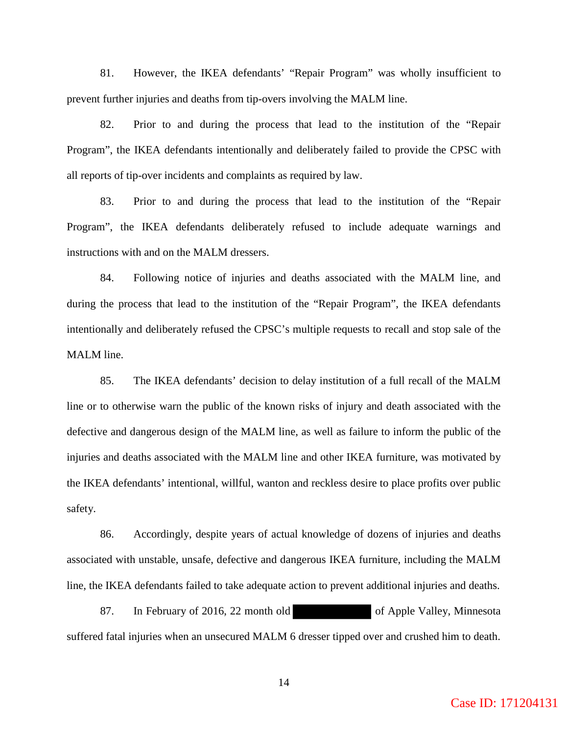81. However, the IKEA defendants' "Repair Program" was wholly insufficient to prevent further injuries and deaths from tip-overs involving the MALM line.

82. Prior to and during the process that lead to the institution of the "Repair Program", the IKEA defendants intentionally and deliberately failed to provide the CPSC with all reports of tip-over incidents and complaints as required by law.

83. Prior to and during the process that lead to the institution of the "Repair Program", the IKEA defendants deliberately refused to include adequate warnings and instructions with and on the MALM dressers.

84. Following notice of injuries and deaths associated with the MALM line, and during the process that lead to the institution of the "Repair Program", the IKEA defendants intentionally and deliberately refused the CPSC's multiple requests to recall and stop sale of the MALM line.

85. The IKEA defendants' decision to delay institution of a full recall of the MALM line or to otherwise warn the public of the known risks of injury and death associated with the defective and dangerous design of the MALM line, as well as failure to inform the public of the injuries and deaths associated with the MALM line and other IKEA furniture, was motivated by the IKEA defendants' intentional, willful, wanton and reckless desire to place profits over public safety.

86. Accordingly, despite years of actual knowledge of dozens of injuries and deaths associated with unstable, unsafe, defective and dangerous IKEA furniture, including the MALM line, the IKEA defendants failed to take adequate action to prevent additional injuries and deaths.

87. In February of 2016, 22 month old [REDACTED] of Apple Valley, Minnesota suffered fatal injuries when an unsecured MALM 6 dresser tipped over and crushed him to death.

Case ID: 171204131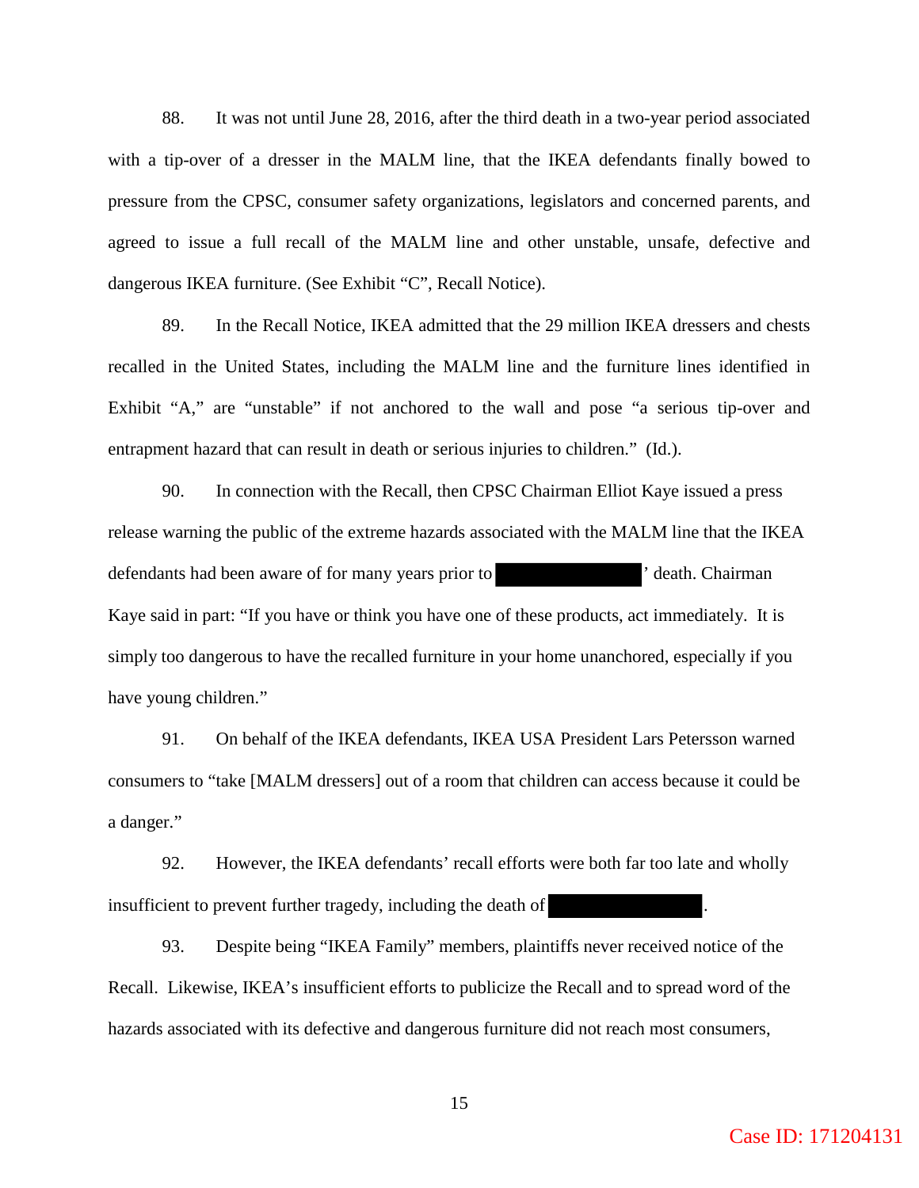88. It was not until June 28, 2016, after the third death in a two-year period associated with a tip-over of a dresser in the MALM line, that the IKEA defendants finally bowed to pressure from the CPSC, consumer safety organizations, legislators and concerned parents, and agreed to issue a full recall of the MALM line and other unstable, unsafe, defective and dangerous IKEA furniture. (See Exhibit "C", Recall Notice).

89. In the Recall Notice, IKEA admitted that the 29 million IKEA dressers and chests recalled in the United States, including the MALM line and the furniture lines identified in Exhibit "A," are "unstable" if not anchored to the wall and pose "a serious tip-over and entrapment hazard that can result in death or serious injuries to children." (Id.).

90. In connection with the Recall, then CPSC Chairman Elliot Kaye issued a press release warning the public of the extreme hazards associated with the MALM line that the IKEA defendants had been aware of for many years prior to [REDACTED]' death. Chairman Kaye said in part: "If you have or think you have one of these products, act immediately. It is simply too dangerous to have the recalled furniture in your home unanchored, especially if you have young children."

91. On behalf of the IKEA defendants, IKEA USA President Lars Petersson warned consumers to "take [MALM dressers] out of a room that children can access because it could be a danger."

92. However, the IKEA defendants' recall efforts were both far too late and wholly insufficient to prevent further tragedy, including the death of [REDACTED].

93. Despite being "IKEA Family" members, plaintiffs never received notice of the Recall. Likewise, IKEA's insufficient efforts to publicize the Recall and to spread word of the hazards associated with its defective and dangerous furniture did not reach most consumers,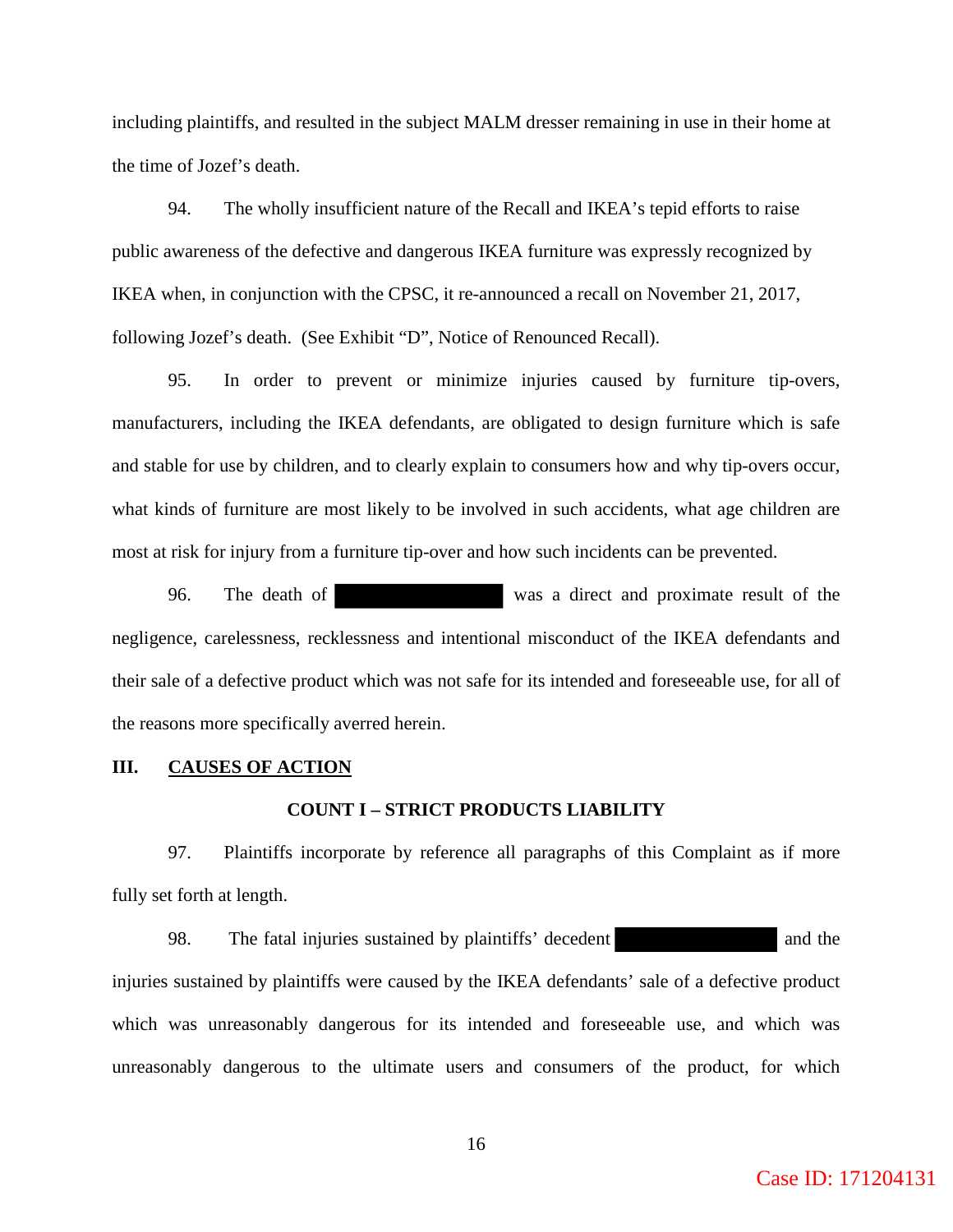including plaintiffs, and resulted in the subject MALM dresser remaining in use in their home at the time of Jozef's death.

94. The wholly insufficient nature of the Recall and IKEA's tepid efforts to raise public awareness of the defective and dangerous IKEA furniture was expressly recognized by IKEA when, in conjunction with the CPSC, it re-announced a recall on November 21, 2017, following Jozef's death. (See Exhibit "D", Notice of Renounced Recall).

95. In order to prevent or minimize injuries caused by furniture tip-overs, manufacturers, including the IKEA defendants, are obligated to design furniture which is safe and stable for use by children, and to clearly explain to consumers how and why tip-overs occur, what kinds of furniture are most likely to be involved in such accidents, what age children are most at risk for injury from a furniture tip-over and how such incidents can be prevented.

96. The death of [REDACTED] was a direct and proximate result of the negligence, carelessness, recklessness and intentional misconduct of the IKEA defendants and their sale of a defective product which was not safe for its intended and foreseeable use, for all of the reasons more specifically averred herein.

## III. CAUSES OF ACTION

### COUNT I – STRICT PRODUCTS LIABILITY

97. Plaintiffs incorporate by reference all paragraphs of this Complaint as if more fully set forth at length.

98. The fatal injuries sustained by plaintiffs' decedent [REDACTED] and the injuries sustained by plaintiffs were caused by the IKEA defendants' sale of a defective product which was unreasonably dangerous for its intended and foreseeable use, and which was unreasonably dangerous to the ultimate users and consumers of the product, for which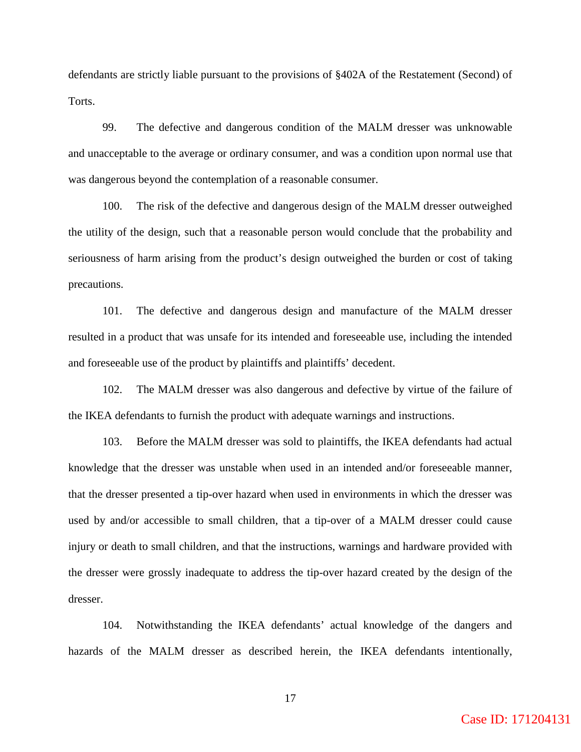defendants are strictly liable pursuant to the provisions of §402A of the Restatement (Second) of Torts.

99. The defective and dangerous condition of the MALM dresser was unknowable and unacceptable to the average or ordinary consumer, and was a condition upon normal use that was dangerous beyond the contemplation of a reasonable consumer.

100. The risk of the defective and dangerous design of the MALM dresser outweighed the utility of the design, such that a reasonable person would conclude that the probability and seriousness of harm arising from the product's design outweighed the burden or cost of taking precautions.

101. The defective and dangerous design and manufacture of the MALM dresser resulted in a product that was unsafe for its intended and foreseeable use, including the intended and foreseeable use of the product by plaintiffs and plaintiffs' decedent.

102. The MALM dresser was also dangerous and defective by virtue of the failure of the IKEA defendants to furnish the product with adequate warnings and instructions.

103. Before the MALM dresser was sold to plaintiffs, the IKEA defendants had actual knowledge that the dresser was unstable when used in an intended and/or foreseeable manner, that the dresser presented a tip-over hazard when used in environments in which the dresser was used by and/or accessible to small children, that a tip-over of a MALM dresser could cause injury or death to small children, and that the instructions, warnings and hardware provided with the dresser were grossly inadequate to address the tip-over hazard created by the design of the dresser.

104. Notwithstanding the IKEA defendants' actual knowledge of the dangers and hazards of the MALM dresser as described herein, the IKEA defendants intentionally,

Case ID: 171204131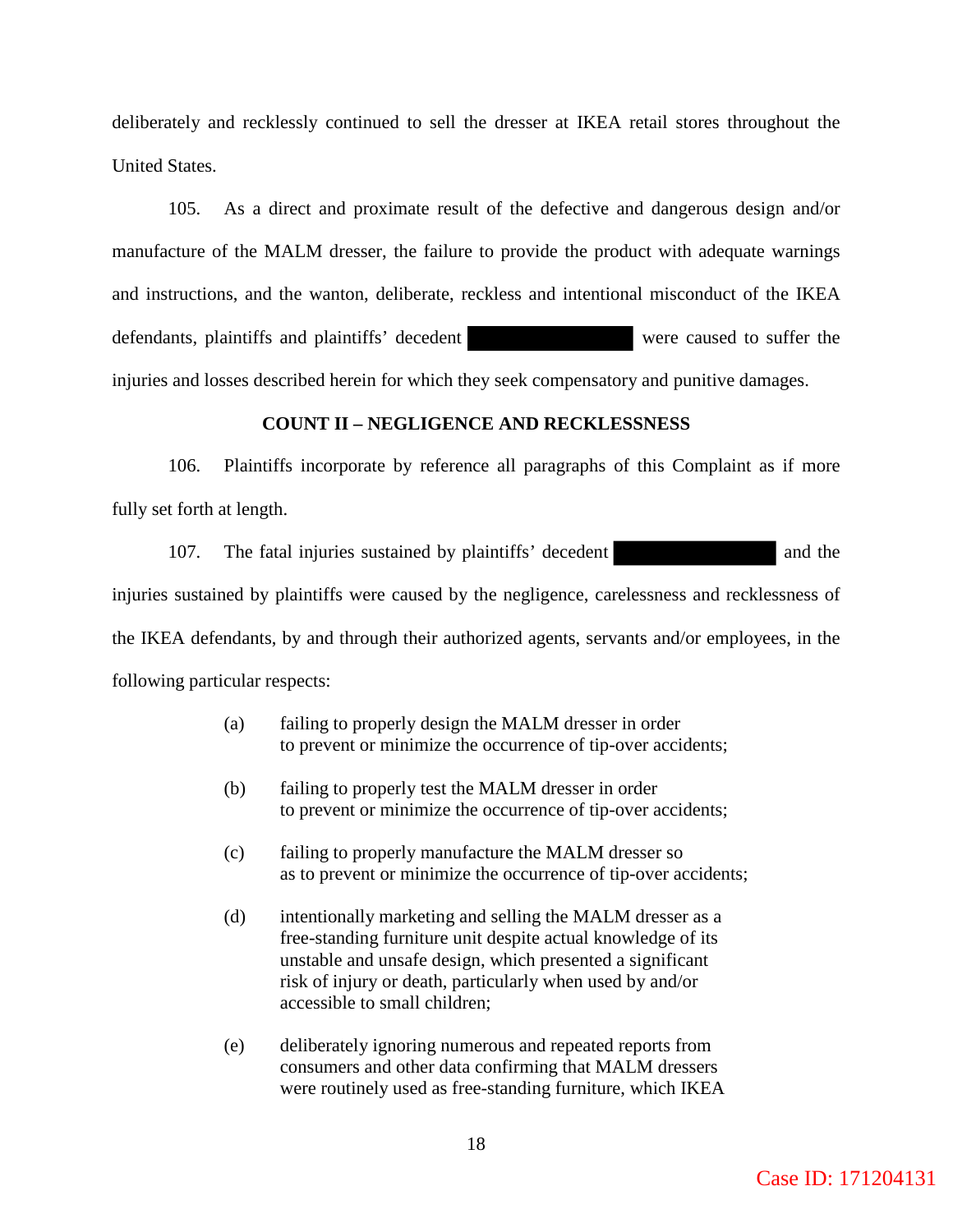deliberately and recklessly continued to sell the dresser at IKEA retail stores throughout the United States.

105. As a direct and proximate result of the defective and dangerous design and/or manufacture of the MALM dresser, the failure to provide the product with adequate warnings and instructions, and the wanton, deliberate, reckless and intentional misconduct of the IKEA defendants, plaintiffs and plaintiffs' decedent [REDACTED] were caused to suffer the injuries and losses described herein for which they seek compensatory and punitive damages.

**COUNT II – NEGLIGENCE AND RECKLESSNESS**

106. Plaintiffs incorporate by reference all paragraphs of this Complaint as if more fully set forth at length.

107. The fatal injuries sustained by plaintiffs' decedent [REDACTED] and the injuries sustained by plaintiffs were caused by the negligence, carelessness and recklessness of the IKEA defendants, by and through their authorized agents, servants and/or employees, in the following particular respects:

(a) failing to properly design the MALM dresser in order to prevent or minimize the occurrence of tip-over accidents;

(b) failing to properly test the MALM dresser in order to prevent or minimize the occurrence of tip-over accidents;

(c) failing to properly manufacture the MALM dresser so as to prevent or minimize the occurrence of tip-over accidents;

(d) intentionally marketing and selling the MALM dresser as a free-standing furniture unit despite actual knowledge of its unstable and unsafe design, which presented a significant risk of injury or death, particularly when used by and/or accessible to small children;

(e) deliberately ignoring numerous and repeated reports from consumers and other data confirming that MALM dressers were routinely used as free-standing furniture, which IKEA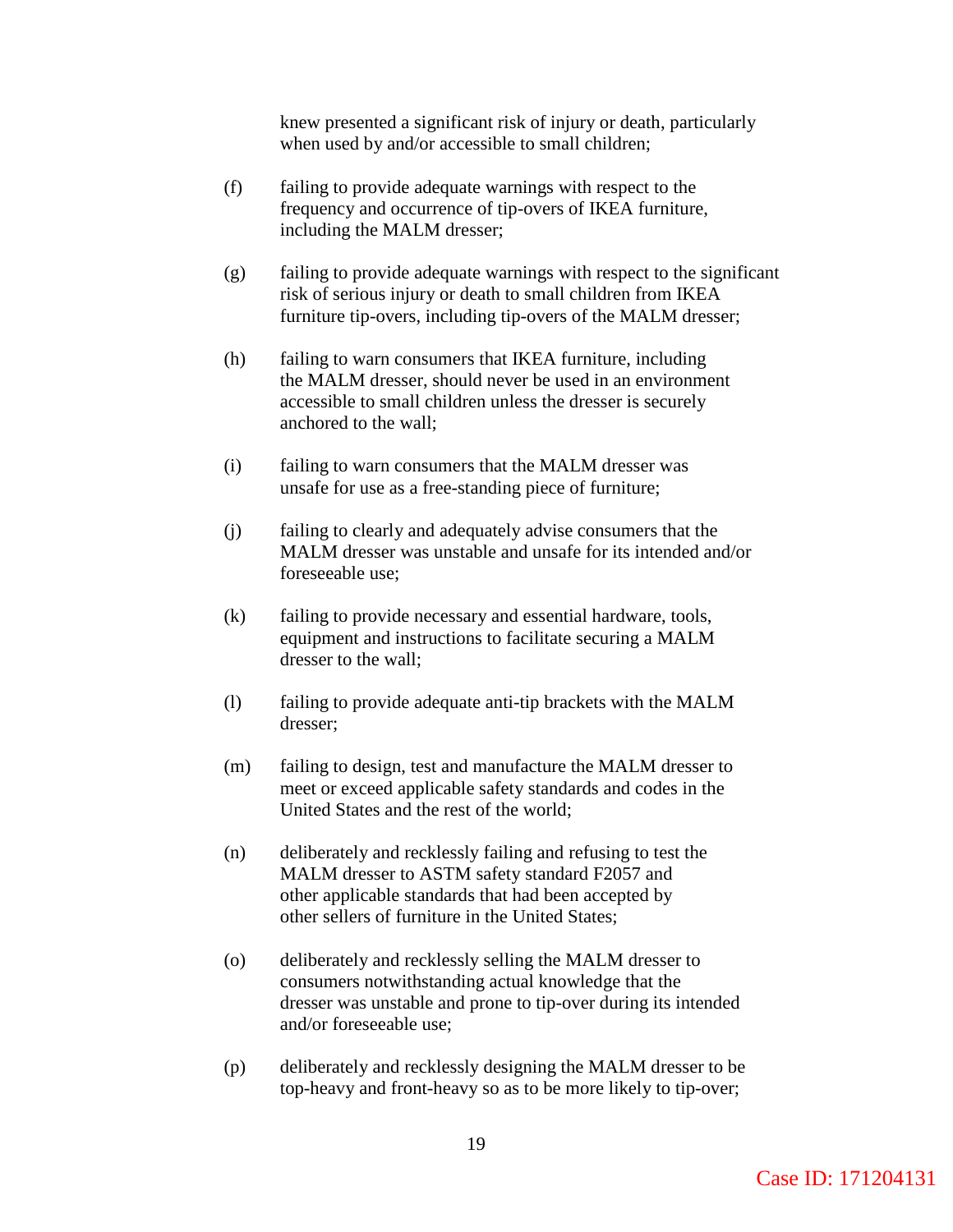knew presented a significant risk of injury or death, particularly when used by and/or accessible to small children;

(f) failing to provide adequate warnings with respect to the frequency and occurrence of tip-overs of IKEA furniture, including the MALM dresser;

(g) failing to provide adequate warnings with respect to the significant risk of serious injury or death to small children from IKEA furniture tip-overs, including tip-overs of the MALM dresser;

(h) failing to warn consumers that IKEA furniture, including the MALM dresser, should never be used in an environment accessible to small children unless the dresser is securely anchored to the wall;

(i) failing to warn consumers that the MALM dresser was unsafe for use as a free-standing piece of furniture;

(j) failing to clearly and adequately advise consumers that the MALM dresser was unstable and unsafe for its intended and/or foreseeable use;

(k) failing to provide necessary and essential hardware, tools, equipment and instructions to facilitate securing a MALM dresser to the wall;

(l) failing to provide adequate anti-tip brackets with the MALM dresser;

(m) failing to design, test and manufacture the MALM dresser to meet or exceed applicable safety standards and codes in the United States and the rest of the world;

(n) deliberately and recklessly failing and refusing to test the MALM dresser to ASTM safety standard F2057 and other applicable standards that had been accepted by other sellers of furniture in the United States;

(o) deliberately and recklessly selling the MALM dresser to consumers notwithstanding actual knowledge that the dresser was unstable and prone to tip-over during its intended and/or foreseeable use;

(p) deliberately and recklessly designing the MALM dresser to be top-heavy and front-heavy so as to be more likely to tip-over;

Case ID: 171204131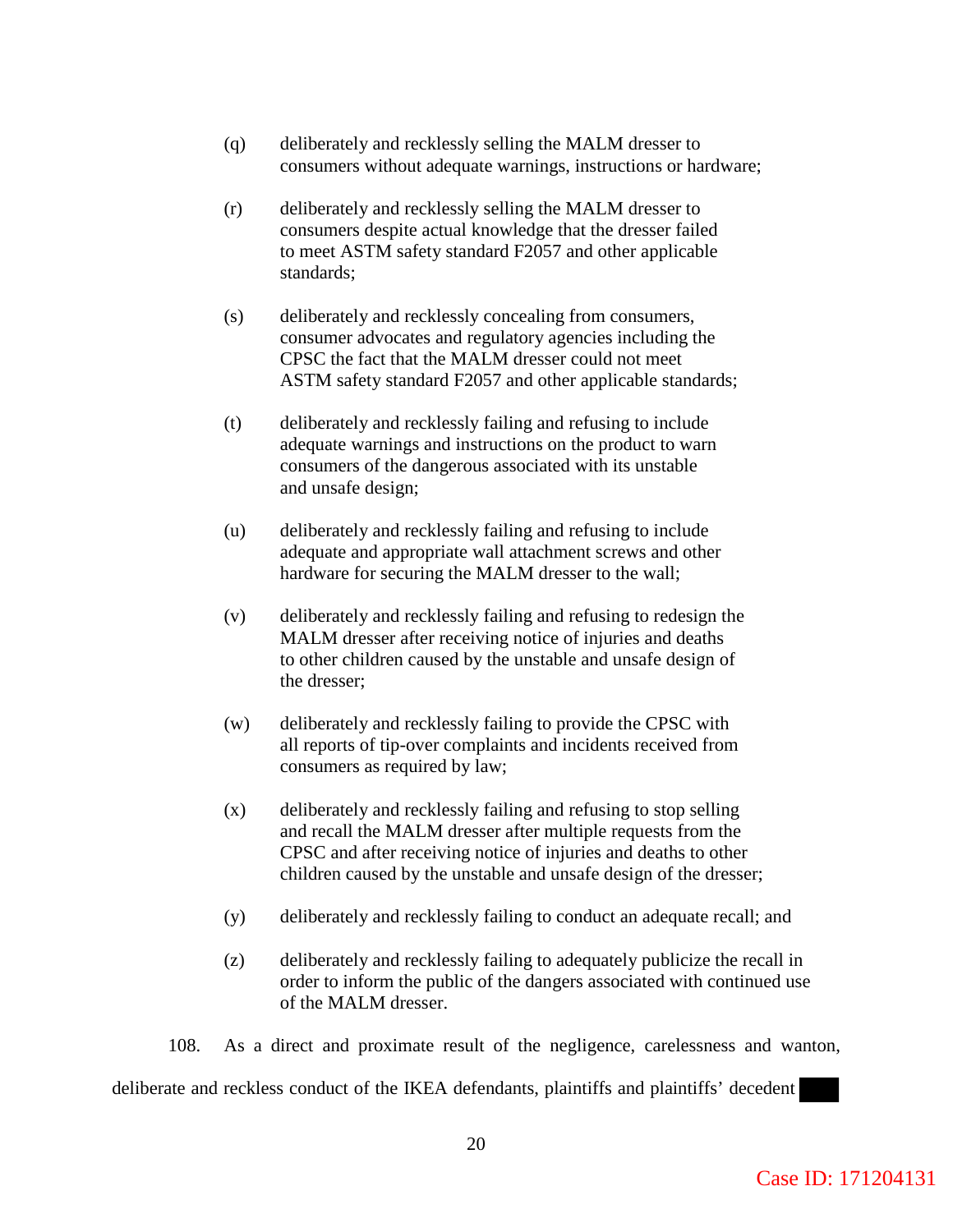(q) deliberately and recklessly selling the MALM dresser to consumers without adequate warnings, instructions or hardware;

(r) deliberately and recklessly selling the MALM dresser to consumers despite actual knowledge that the dresser failed to meet ASTM safety standard F2057 and other applicable standards;

(s) deliberately and recklessly concealing from consumers, consumer advocates and regulatory agencies including the CPSC the fact that the MALM dresser could not meet ASTM safety standard F2057 and other applicable standards;

(t) deliberately and recklessly failing and refusing to include adequate warnings and instructions on the product to warn consumers of the dangerous associated with its unstable and unsafe design;

(u) deliberately and recklessly failing and refusing to include adequate and appropriate wall attachment screws and other hardware for securing the MALM dresser to the wall;

(v) deliberately and recklessly failing and refusing to redesign the MALM dresser after receiving notice of injuries and deaths to other children caused by the unstable and unsafe design of the dresser;

(w) deliberately and recklessly failing to provide the CPSC with all reports of tip-over complaints and incidents received from consumers as required by law;

(x) deliberately and recklessly failing and refusing to stop selling and recall the MALM dresser after multiple requests from the CPSC and after receiving notice of injuries and deaths to other children caused by the unstable and unsafe design of the dresser;

(y) deliberately and recklessly failing to conduct an adequate recall; and

(z) deliberately and recklessly failing to adequately publicize the recall in order to inform the public of the dangers associated with continued use of the MALM dresser.

108. As a direct and proximate result of the negligence, carelessness and wanton, deliberate and reckless conduct of the IKEA defendants, plaintiffs and plaintiffs' decedent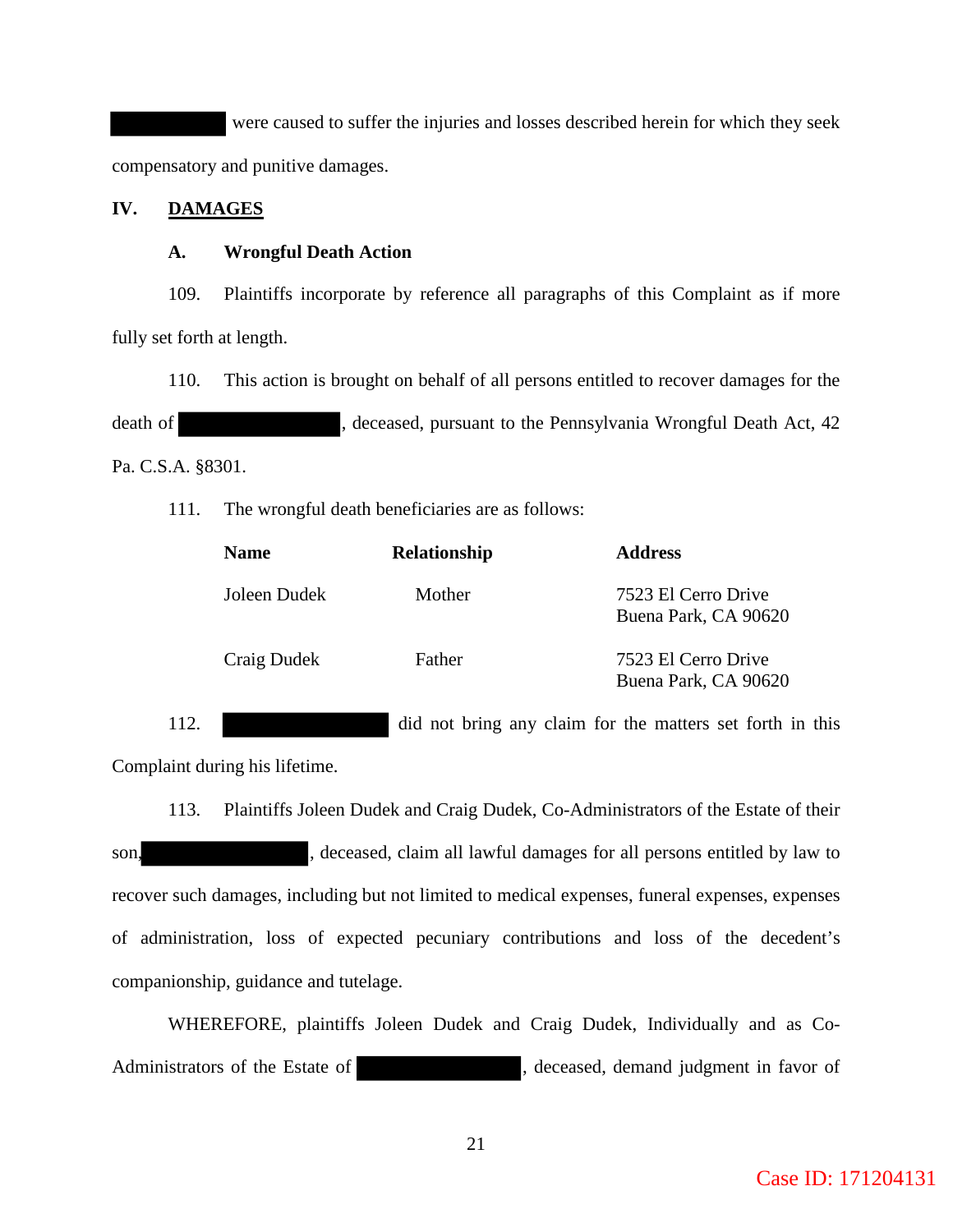████████ were caused to suffer the injuries and losses described herein for which they seek compensatory and punitive damages.

## IV. DAMAGES

### A. Wrongful Death Action

109. Plaintiffs incorporate by reference all paragraphs of this Complaint as if more fully set forth at length.

110. This action is brought on behalf of all persons entitled to recover damages for the death of ████████, deceased, pursuant to the Pennsylvania Wrongful Death Act, 42 Pa. C.S.A. §8301.

111. The wrongful death beneficiaries are as follows:

| Name | Relationship | Address |
|---|---|---|
| Joleen Dudek | Mother | 7523 El Cerro Drive<br>Buena Park, CA 90620 |
| Craig Dudek | Father | 7523 El Cerro Drive<br>Buena Park, CA 90620 |

112. ████████ did not bring any claim for the matters set forth in this Complaint during his lifetime.

113. Plaintiffs Joleen Dudek and Craig Dudek, Co-Administrators of the Estate of their son, ████████, deceased, claim all lawful damages for all persons entitled by law to recover such damages, including but not limited to medical expenses, funeral expenses, expenses of administration, loss of expected pecuniary contributions and loss of the decedent's companionship, guidance and tutelage.

WHEREFORE, plaintiffs Joleen Dudek and Craig Dudek, Individually and as Co-Administrators of the Estate of ████████, deceased, demand judgment in favor of

Case ID: 171204131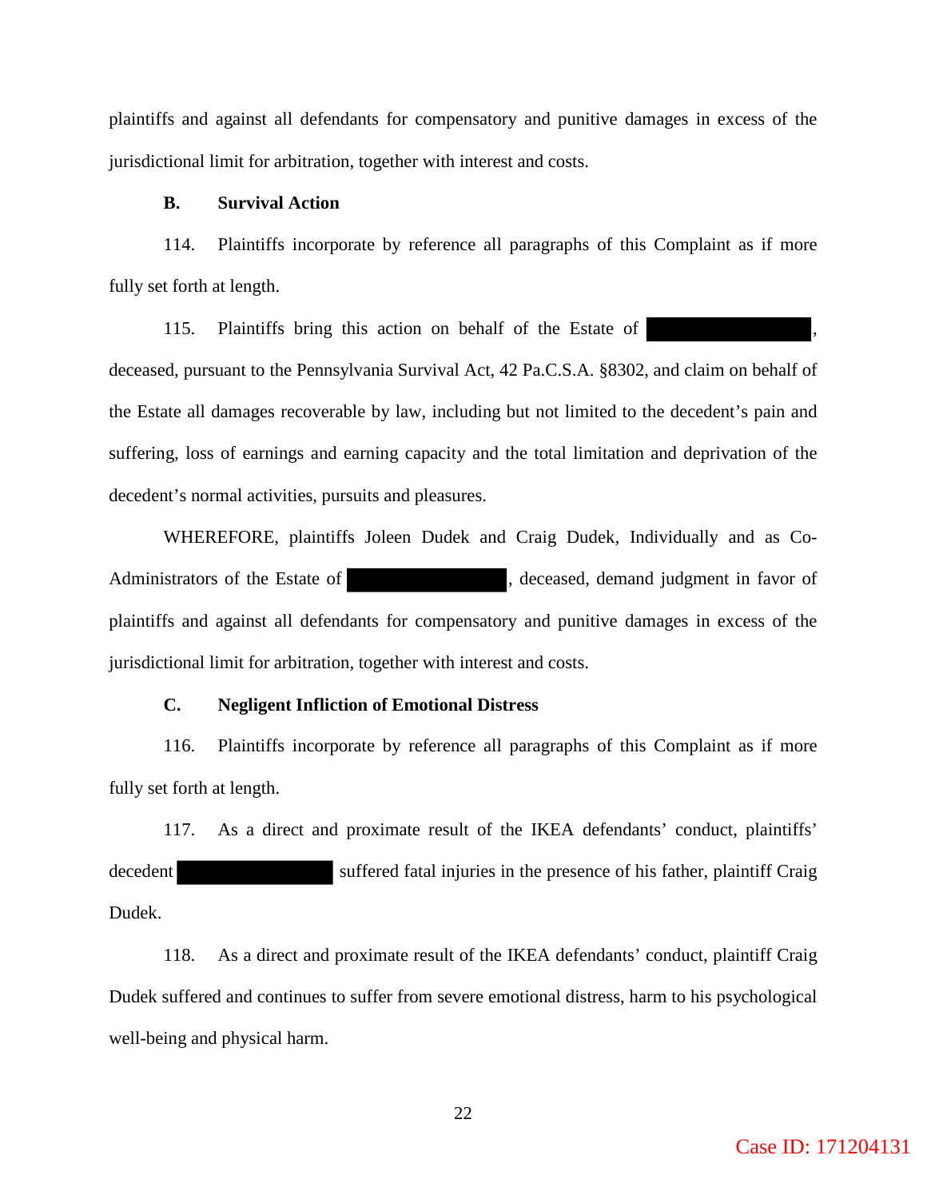plaintiffs and against all defendants for compensatory and punitive damages in excess of the jurisdictional limit for arbitration, together with interest and costs.

**B. Survival Action**

114. Plaintiffs incorporate by reference all paragraphs of this Complaint as if more fully set forth at length.

115. Plaintiffs bring this action on behalf of the Estate of [REDACTED], deceased, pursuant to the Pennsylvania Survival Act, 42 Pa.C.S.A. §8302, and claim on behalf of the Estate all damages recoverable by law, including but not limited to the decedent's pain and suffering, loss of earnings and earning capacity and the total limitation and deprivation of the decedent's normal activities, pursuits and pleasures.

WHEREFORE, plaintiffs Joleen Dudek and Craig Dudek, Individually and as Co-Administrators of the Estate of [REDACTED], deceased, demand judgment in favor of plaintiffs and against all defendants for compensatory and punitive damages in excess of the jurisdictional limit for arbitration, together with interest and costs.

**C. Negligent Infliction of Emotional Distress**

116. Plaintiffs incorporate by reference all paragraphs of this Complaint as if more fully set forth at length.

117. As a direct and proximate result of the IKEA defendants' conduct, plaintiffs' decedent [REDACTED] suffered fatal injuries in the presence of his father, plaintiff Craig Dudek.

118. As a direct and proximate result of the IKEA defendants' conduct, plaintiff Craig Dudek suffered and continues to suffer from severe emotional distress, harm to his psychological well-being and physical harm.

Case ID: 171204131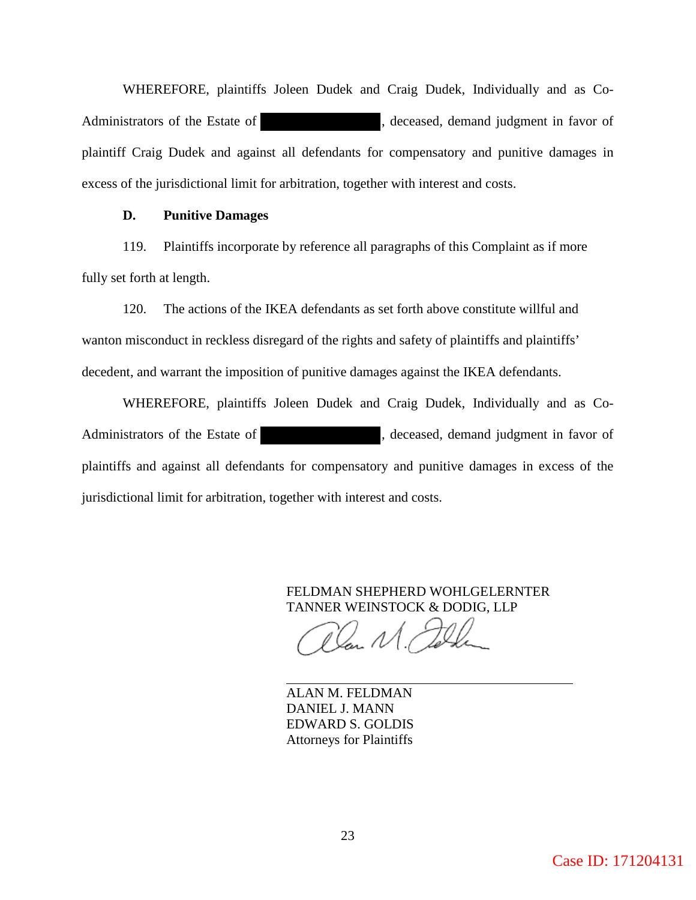WHEREFORE, plaintiffs Joleen Dudek and Craig Dudek, Individually and as Co-Administrators of the Estate of ████████, deceased, demand judgment in favor of plaintiff Craig Dudek and against all defendants for compensatory and punitive damages in excess of the jurisdictional limit for arbitration, together with interest and costs.

**D. Punitive Damages**

119. Plaintiffs incorporate by reference all paragraphs of this Complaint as if more fully set forth at length.

120. The actions of the IKEA defendants as set forth above constitute willful and wanton misconduct in reckless disregard of the rights and safety of plaintiffs and plaintiffs' decedent, and warrant the imposition of punitive damages against the IKEA defendants.

WHEREFORE, plaintiffs Joleen Dudek and Craig Dudek, Individually and as Co-Administrators of the Estate of ████████, deceased, demand judgment in favor of plaintiffs and against all defendants for compensatory and punitive damages in excess of the jurisdictional limit for arbitration, together with interest and costs.

FELDMAN SHEPHERD WOHLGELERNTER
TANNER WEINSTOCK & DODIG, LLP

ALAN M. FELDMAN
DANIEL J. MANN
EDWARD S. GOLDIS
Attorneys for Plaintiffs

Case ID: 171204131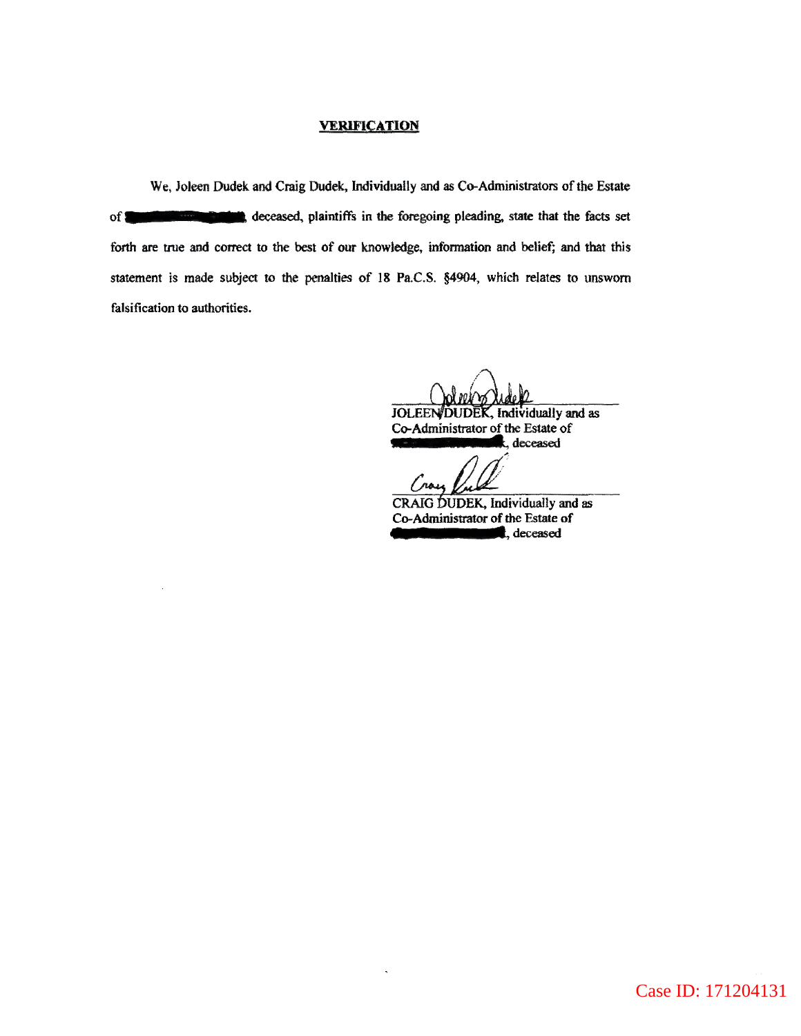# VERIFICATION

We, Joleen Dudek and Craig Dudek, Individually and as Co-Administrators of the Estate of [REDACTED], deceased, plaintiffs in the foregoing pleading, state that the facts set forth are true and correct to the best of our knowledge, information and belief; and that this statement is made subject to the penalties of 18 Pa.C.S. §4904, which relates to unsworn falsification to authorities.

JOLEEN DUDEK, Individually and as
Co-Administrator of the Estate of
[REDACTED], deceased

CRAIG DUDEK, Individually and as
Co-Administrator of the Estate of
[REDACTED], deceased

Case ID: 171204131